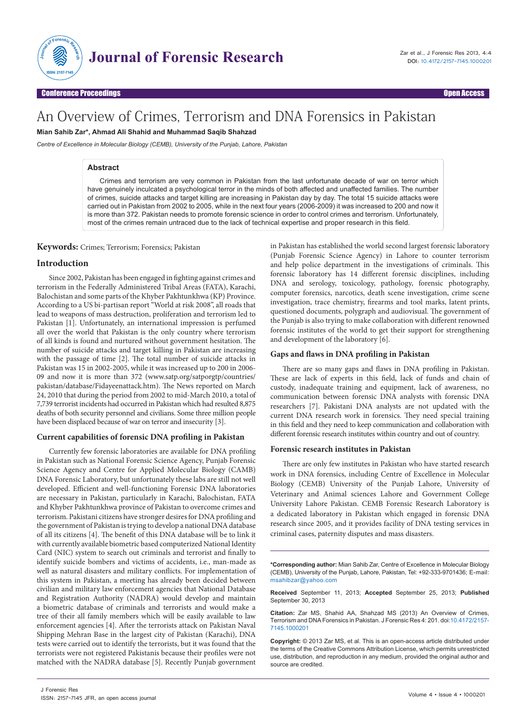Conference Proceedings — Open Access

# An Overview of Crimes, Terrorism and DNA Forensics in Pakistan

**Mian Sahib Zar\*, Ahmad Ali Shahid and Muhammad Saqib Shahzad**

*Centre of Excellence in Molecular Biology (CEMB), University of the Punjab, Lahore, Pakistan*

## Abstract

Crimes and terrorism are very common in Pakistan from the last unfortunate decade of war on terror which have genuinely inculcated a psychological terror in the minds of both affected and unaffected families. The number of crimes, suicide attacks and target killing are increasing in Pakistan day by day. The total 15 suicide attacks were carried out in Pakistan from 2002 to 2005, while in the next four years (2006-2009) it was increased to 200 and now it is more than 372. Pakistan needs to promote forensic science in order to control crimes and terrorism. Unfortunately, most of the crimes remain untraced due to the lack of technical expertise and proper research in this field.

**Keywords:** Crimes; Terrorism; Forensics; Pakistan

## Introduction

Since 2002, Pakistan has been engaged in fighting against crimes and terrorism in the Federally Administered Tribal Areas (FATA), Karachi, Balochistan and some parts of the Khyber Pakhtunkhwa (KP) Province. According to a US bi-partisan report "World at risk 2008", all roads that lead to weapons of mass destruction, proliferation and terrorism led to Pakistan [1]. Unfortunately, an international impression is perfumed all over the world that Pakistan is the only country where terrorism of all kinds is found and nurtured without government hesitation. The number of suicide attacks and target killing in Pakistan are increasing with the passage of time [2]. The total number of suicide attacks in Pakistan was 15 in 2002-2005, while it was increased up to 200 in 2006-09 and now it is more than 372 (www.satp.org/satporgtp/countries/pakistan/database/Fidayeenattack.htm). The News reported on March 24, 2010 that during the period from 2002 to mid-March 2010, a total of 7,739 terrorist incidents had occurred in Pakistan which had resulted 8,875 deaths of both security personnel and civilians. Some three million people have been displaced because of war on terror and insecurity [3].

### Current capabilities of forensic DNA profiling in Pakistan

Currently few forensic laboratories are available for DNA profiling in Pakistan such as National Forensic Science Agency, Punjab Forensic Science Agency and Centre for Applied Molecular Biology (CAMB) DNA Forensic Laboratory, but unfortunately these labs are still not well developed. Efficient and well-functioning Forensic DNA laboratories are necessary in Pakistan, particularly in Karachi, Balochistan, FATA and Khyber Pakhtunkhwa province of Pakistan to overcome crimes and terrorism. Pakistani citizens have stronger desires for DNA profiling and the government of Pakistan is trying to develop a national DNA database of all its citizens [4]. The benefit of this DNA database will be to link it with currently available biometric based computerized National Identity Card (NIC) system to search out criminals and terrorist and finally to identify suicide bombers and victims of accidents, i.e., man-made as well as natural disasters and military conflicts. For implementation of this system in Pakistan, a meeting has already been decided between civilian and military law enforcement agencies that National Database and Registration Authority (NADRA) would develop and maintain a biometric database of criminals and terrorists and would make a tree of their all family members which will be easily available to law enforcement agencies [4]. After the terrorists attack on Pakistan Naval Shipping Mehran Base in the largest city of Pakistan (Karachi), DNA tests were carried out to identify the terrorists, but it was found that the terrorists were not registered Pakistanis because their profiles were not matched with the NADRA database [5]. Recently Punjab government in Pakistan has established the world second largest forensic laboratory (Punjab Forensic Science Agency) in Lahore to counter terrorism and help police department in the investigations of criminals. This forensic laboratory has 14 different forensic disciplines, including DNA and serology, toxicology, pathology, forensic photography, computer forensics, narcotics, death scene investigation, crime scene investigation, trace chemistry, firearms and tool marks, latent prints, questioned documents, polygraph and audiovisual. The government of the Punjab is also trying to make collaboration with different renowned forensic institutes of the world to get their support for strengthening and development of the laboratory [6].

### Gaps and flaws in DNA profiling in Pakistan

There are so many gaps and flaws in DNA profiling in Pakistan. These are lack of experts in this field, lack of funds and chain of custody, inadequate training and equipment, lack of awareness, no communication between forensic DNA analysts with forensic DNA researchers [7]. Pakistani DNA analysts are not updated with the current DNA research work in forensics. They need special training in this field and they need to keep communication and collaboration with different forensic research institutes within country and out of country.

### Forensic research institutes in Pakistan

There are only few institutes in Pakistan who have started research work in DNA forensics, including Centre of Excellence in Molecular Biology (CEMB) University of the Punjab Lahore, University of Veterinary and Animal sciences Lahore and Government College University Lahore Pakistan. CEMB Forensic Research Laboratory is a dedicated laboratory in Pakistan which engaged in forensic DNA research since 2005, and it provides facility of DNA testing services in criminal cases, paternity disputes and mass disasters.

---

**\*Corresponding author:** Mian Sahib Zar, Centre of Excellence in Molecular Biology (CEMB), University of the Punjab, Lahore, Pakistan, Tel: +92-333-9701436; E-mail: msahibzar@yahoo.com

**Received** September 11, 2013; **Accepted** September 25, 2013; **Published** September 30, 2013

**Citation:** Zar MS, Shahid AA, Shahzad MS (2013) An Overview of Crimes, Terrorism and DNA Forensics in Pakistan. J Forensic Res 4: 201. doi:10.4172/2157-7145.1000201

**Copyright:** © 2013 Zar MS, et al. This is an open-access article distributed under the terms of the Creative Commons Attribution License, which permits unrestricted use, distribution, and reproduction in any medium, provided the original author and source are credited.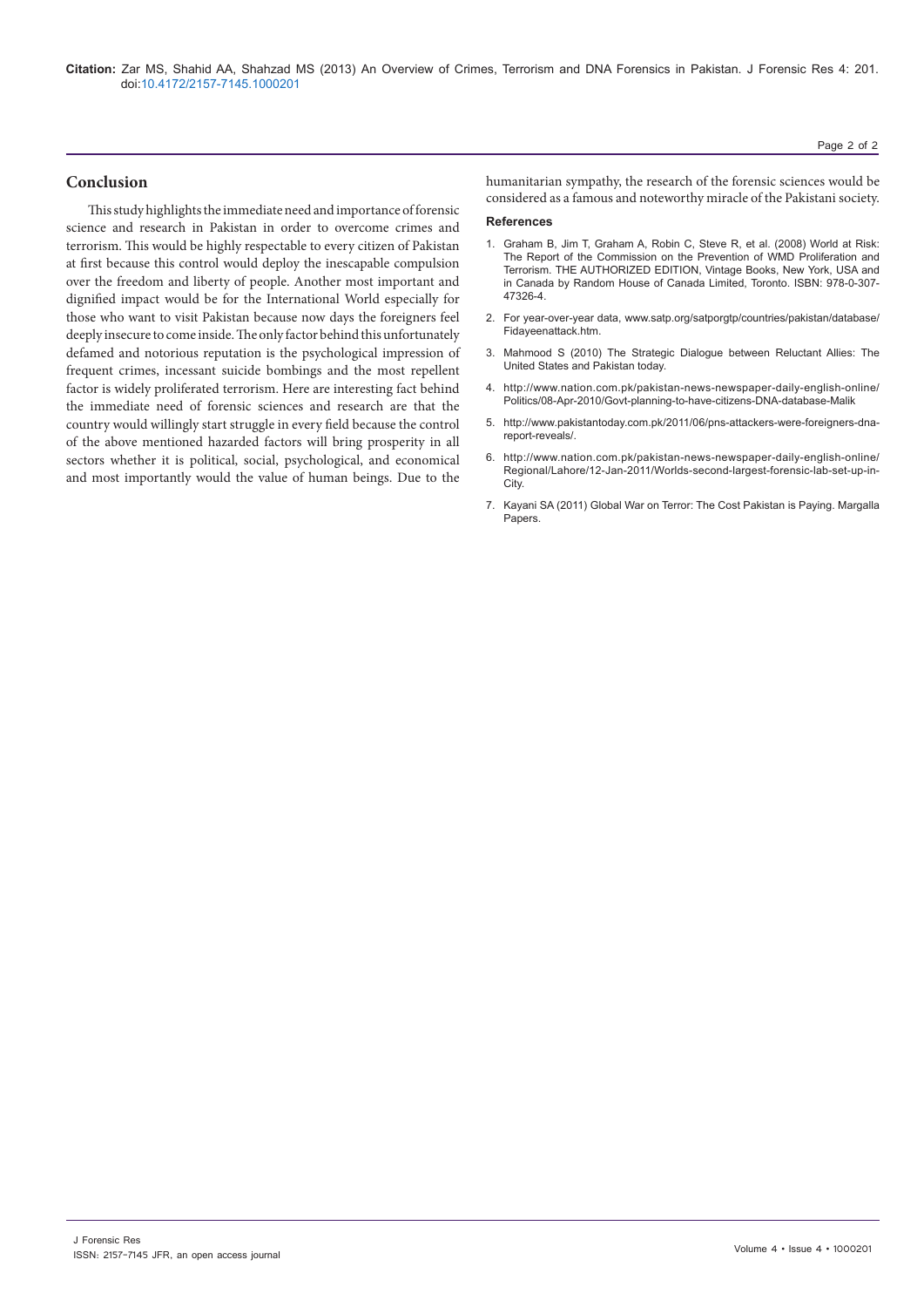## Conclusion

This study highlights the immediate need and importance of forensic science and research in Pakistan in order to overcome crimes and terrorism. This would be highly respectable to every citizen of Pakistan at first because this control would deploy the inescapable compulsion over the freedom and liberty of people. Another most important and dignified impact would be for the International World especially for those who want to visit Pakistan because now days the foreigners feel deeply insecure to come inside. The only factor behind this unfortunately defamed and notorious reputation is the psychological impression of frequent crimes, incessant suicide bombings and the most repellent factor is widely proliferated terrorism. Here are interesting fact behind the immediate need of forensic sciences and research are that the country would willingly start struggle in every field because the control of the above mentioned hazarded factors will bring prosperity in all sectors whether it is political, social, psychological, and economical and most importantly would the value of human beings. Due to the humanitarian sympathy, the research of the forensic sciences would be considered as a famous and noteworthy miracle of the Pakistani society.

### References

1. Graham B, Jim T, Graham A, Robin C, Steve R, et al. (2008) World at Risk: The Report of the Commission on the Prevention of WMD Proliferation and Terrorism. THE AUTHORIZED EDITION, Vintage Books, New York, USA and in Canada by Random House of Canada Limited, Toronto. ISBN: 978-0-307-47326-4.
2. For year-over-year data, www.satp.org/satporgtp/countries/pakistan/database/Fidayeenattack.htm.
3. Mahmood S (2010) The Strategic Dialogue between Reluctant Allies: The United States and Pakistan today.
4. http://www.nation.com.pk/pakistan-news-newspaper-daily-english-online/Politics/08-Apr-2010/Govt-planning-to-have-citizens-DNA-database-Malik
5. http://www.pakistantoday.com.pk/2011/06/pns-attackers-were-foreigners-dna-report-reveals/.
6. http://www.nation.com.pk/pakistan-news-newspaper-daily-english-online/Regional/Lahore/12-Jan-2011/Worlds-second-largest-forensic-lab-set-up-in-City.
7. Kayani SA (2011) Global War on Terror: The Cost Pakistan is Paying. Margalla Papers.